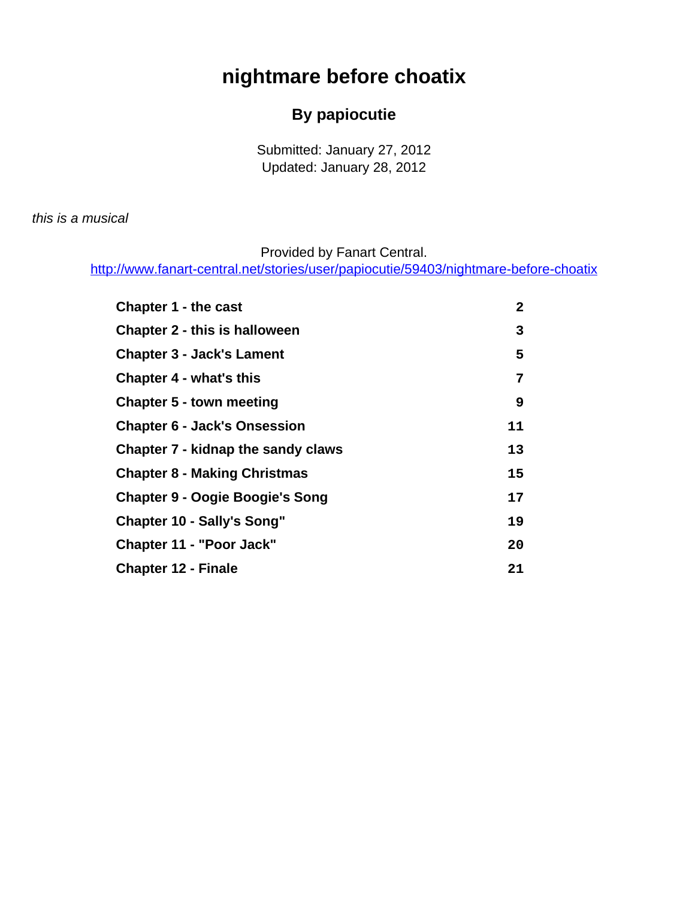# nightmare before choatix

## By papiocutie

Submitted: January 27, 2012
Updated: January 28, 2012

*this is a musical*

Provided by Fanart Central.
http://www.fanart-central.net/stories/user/papiocutie/59403/nightmare-before-choatix

| | |
|---|---|
| **Chapter 1 - the cast** | **2** |
| **Chapter 2 - this is halloween** | **3** |
| **Chapter 3 - Jack's Lament** | **5** |
| **Chapter 4 - what's this** | **7** |
| **Chapter 5 - town meeting** | **9** |
| **Chapter 6 - Jack's Onsession** | **11** |
| **Chapter 7 - kidnap the sandy claws** | **13** |
| **Chapter 8 - Making Christmas** | **15** |
| **Chapter 9 - Oogie Boogie's Song** | **17** |
| **Chapter 10 - Sally's Song"** | **19** |
| **Chapter 11 - "Poor Jack"** | **20** |
| **Chapter 12 - Finale** | **21** |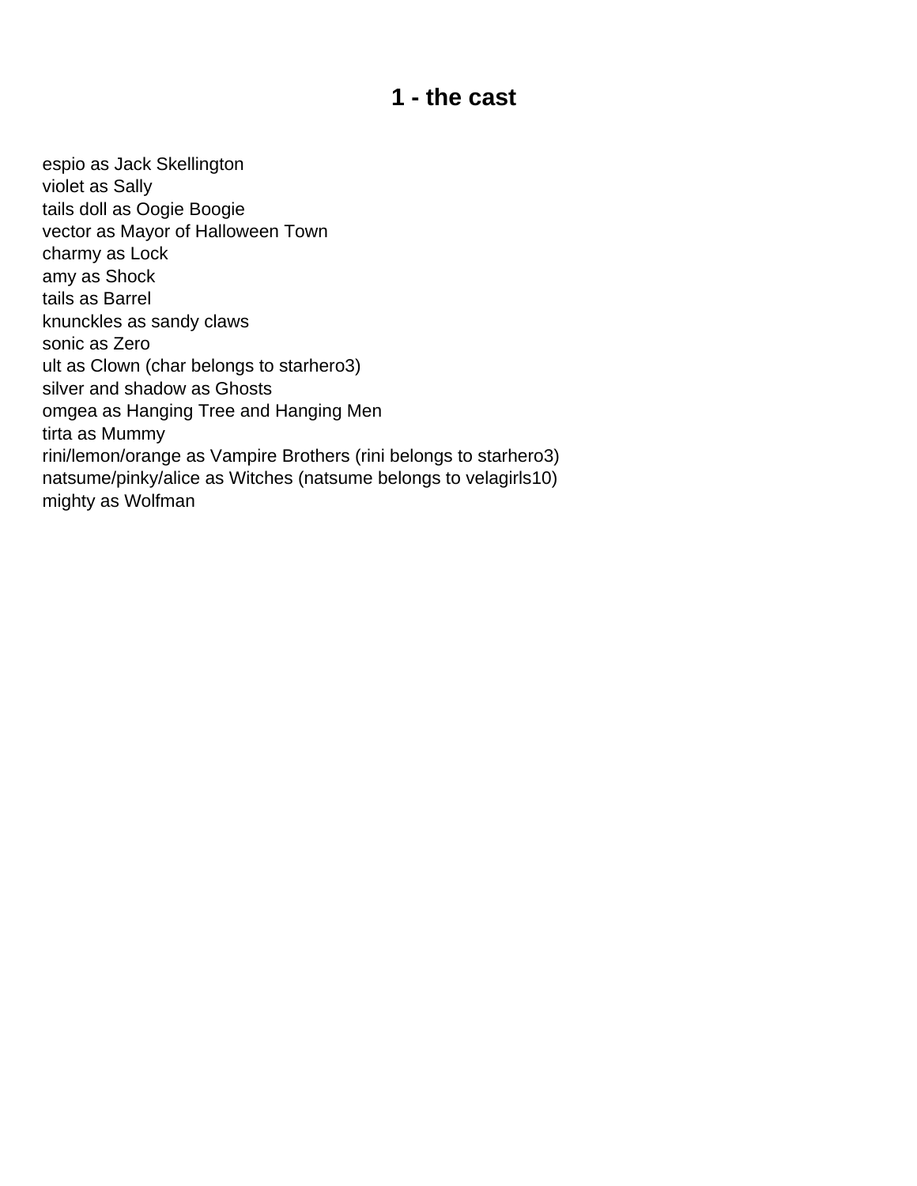# 1 - the cast

espio as Jack Skellington
violet as Sally
tails doll as Oogie Boogie
vector as Mayor of Halloween Town
charmy as Lock
amy as Shock
tails as Barrel
knunckles as sandy claws
sonic as Zero
ult as Clown (char belongs to starhero3)
silver and shadow as Ghosts
omgea as Hanging Tree and Hanging Men
tirta as Mummy
rini/lemon/orange as Vampire Brothers (rini belongs to starhero3)
natsume/pinky/alice as Witches (natsume belongs to velagirls10)
mighty as Wolfman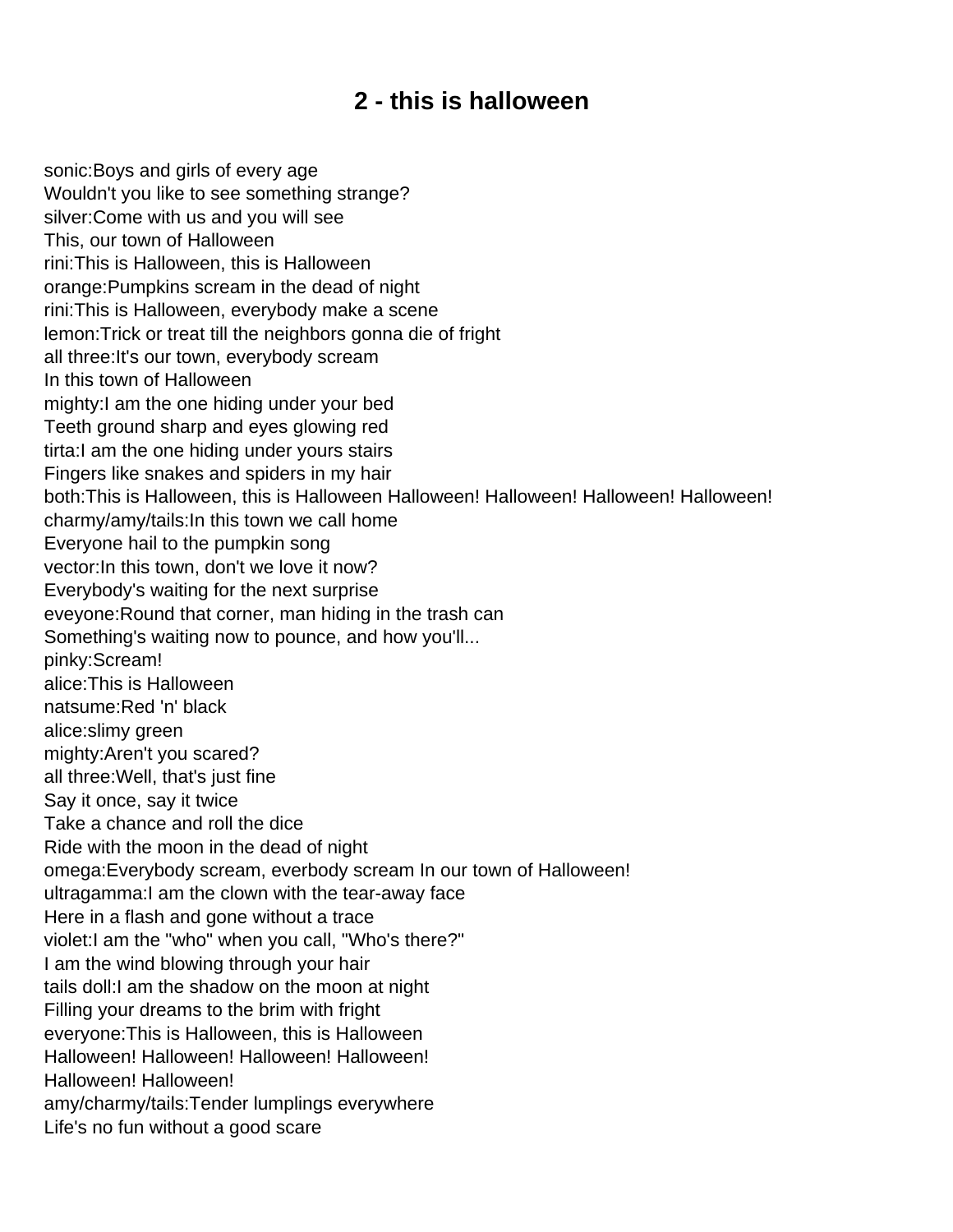# 2 - this is halloween

sonic:Boys and girls of every age
Wouldn't you like to see something strange?
silver:Come with us and you will see
This, our town of Halloween
rini:This is Halloween, this is Halloween
orange:Pumpkins scream in the dead of night
rini:This is Halloween, everybody make a scene
lemon:Trick or treat till the neighbors gonna die of fright
all three:It's our town, everybody scream
In this town of Halloween
mighty:I am the one hiding under your bed
Teeth ground sharp and eyes glowing red
tirta:I am the one hiding under yours stairs
Fingers like snakes and spiders in my hair
both:This is Halloween, this is Halloween Halloween! Halloween! Halloween! Halloween!
charmy/amy/tails:In this town we call home
Everyone hail to the pumpkin song
vector:In this town, don't we love it now?
Everybody's waiting for the next surprise
eveyone:Round that corner, man hiding in the trash can
Something's waiting now to pounce, and how you'll...
pinky:Scream!
alice:This is Halloween
natsume:Red 'n' black
alice:slimy green
mighty:Aren't you scared?
all three:Well, that's just fine
Say it once, say it twice
Take a chance and roll the dice
Ride with the moon in the dead of night
omega:Everybody scream, everbody scream In our town of Halloween!
ultragamma:I am the clown with the tear-away face
Here in a flash and gone without a trace
violet:I am the "who" when you call, "Who's there?"
I am the wind blowing through your hair
tails doll:I am the shadow on the moon at night
Filling your dreams to the brim with fright
everyone:This is Halloween, this is Halloween
Halloween! Halloween! Halloween! Halloween!
Halloween! Halloween!
amy/charmy/tails:Tender lumplings everywhere
Life's no fun without a good scare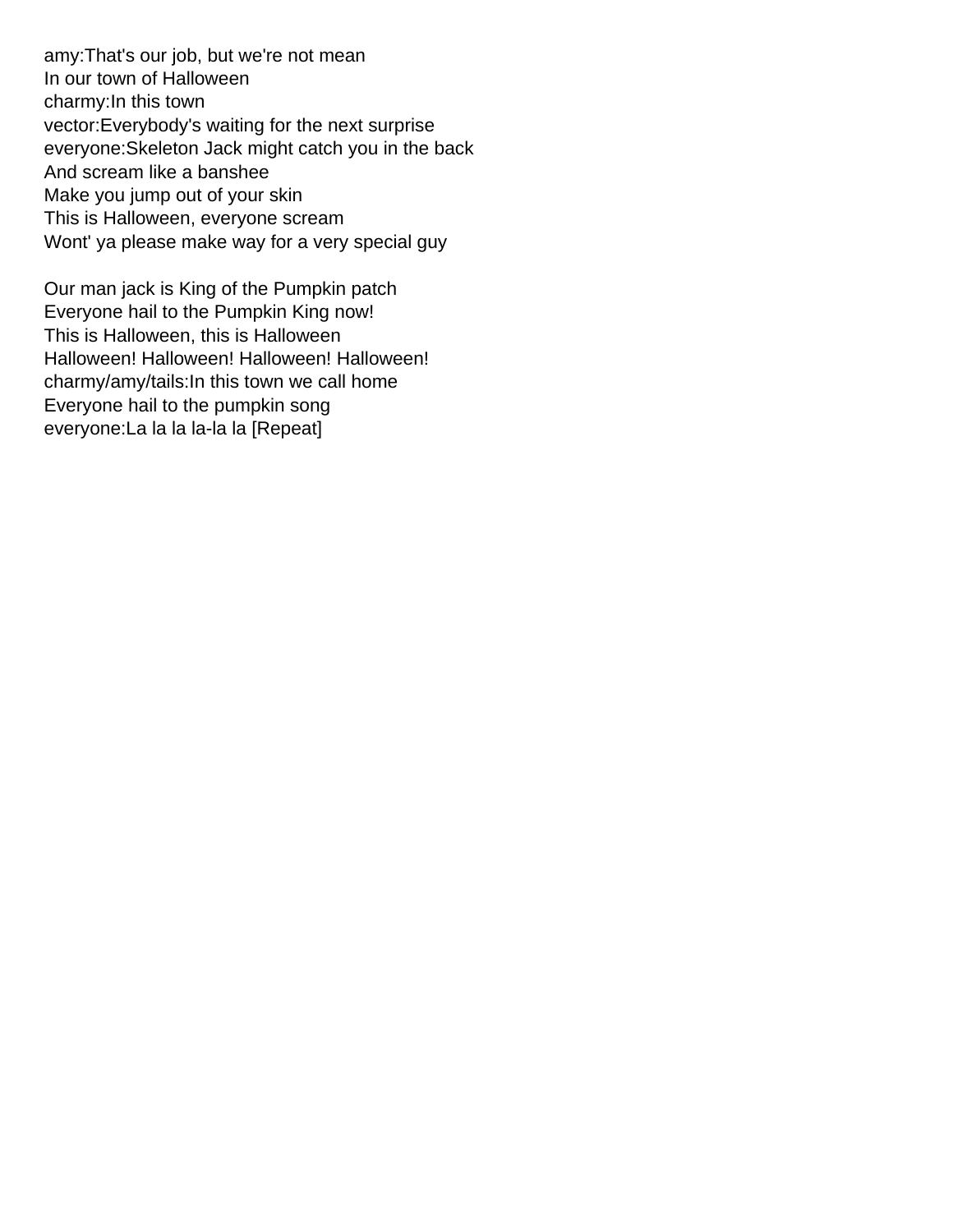amy:That's our job, but we're not mean
In our town of Halloween
charmy:In this town
vector:Everybody's waiting for the next surprise
everyone:Skeleton Jack might catch you in the back
And scream like a banshee
Make you jump out of your skin
This is Halloween, everyone scream
Wont' ya please make way for a very special guy

Our man jack is King of the Pumpkin patch
Everyone hail to the Pumpkin King now!
This is Halloween, this is Halloween
Halloween! Halloween! Halloween! Halloween!
charmy/amy/tails:In this town we call home
Everyone hail to the pumpkin song
everyone:La la la la-la la [Repeat]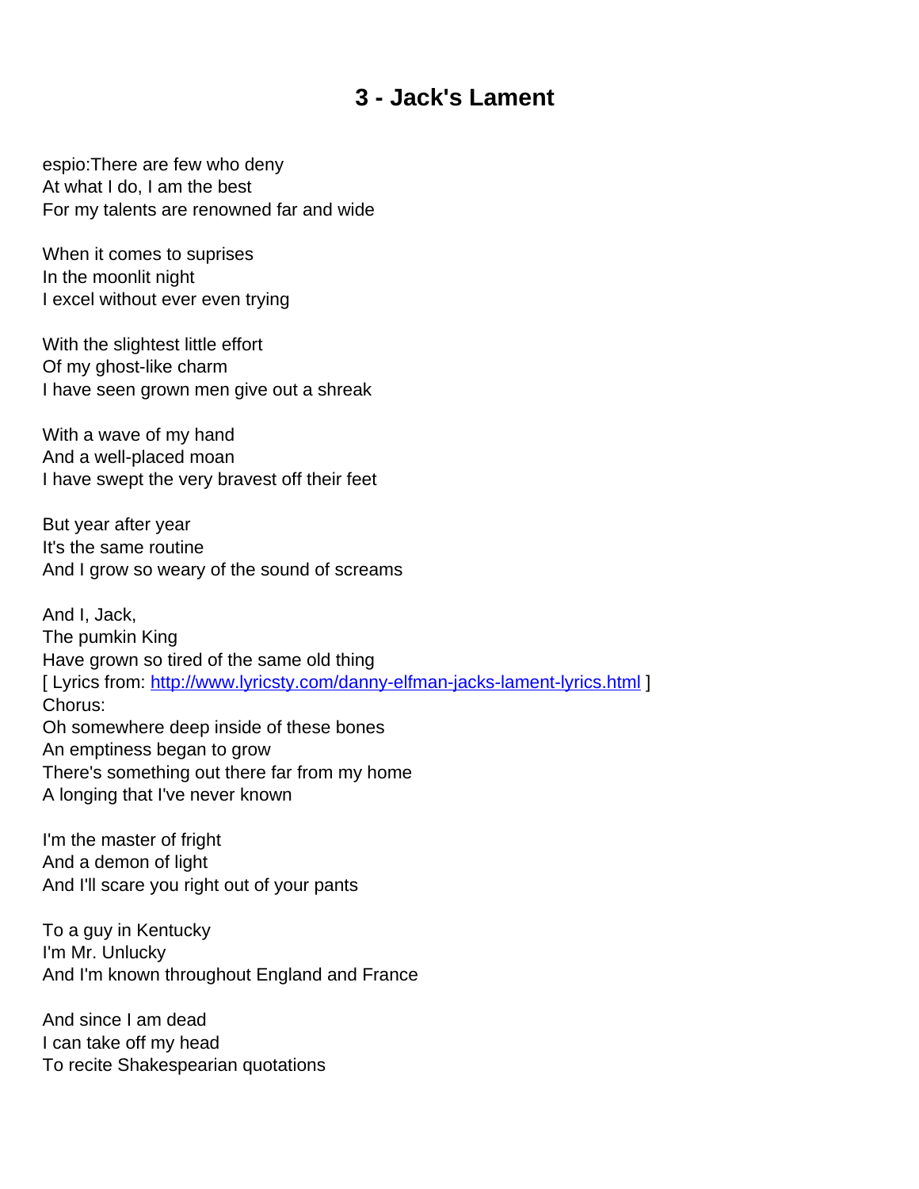# 3 - Jack's Lament

espio:There are few who deny
At what I do, I am the best
For my talents are renowned far and wide

When it comes to suprises
In the moonlit night
I excel without ever even trying

With the slightest little effort
Of my ghost-like charm
I have seen grown men give out a shreak

With a wave of my hand
And a well-placed moan
I have swept the very bravest off their feet

But year after year
It's the same routine
And I grow so weary of the sound of screams

And I, Jack,
The pumkin King
Have grown so tired of the same old thing
[ Lyrics from: http://www.lyricsty.com/danny-elfman-jacks-lament-lyrics.html ]
Chorus:
Oh somewhere deep inside of these bones
An emptiness began to grow
There's something out there far from my home
A longing that I've never known

I'm the master of fright
And a demon of light
And I'll scare you right out of your pants

To a guy in Kentucky
I'm Mr. Unlucky
And I'm known throughout England and France

And since I am dead
I can take off my head
To recite Shakespearian quotations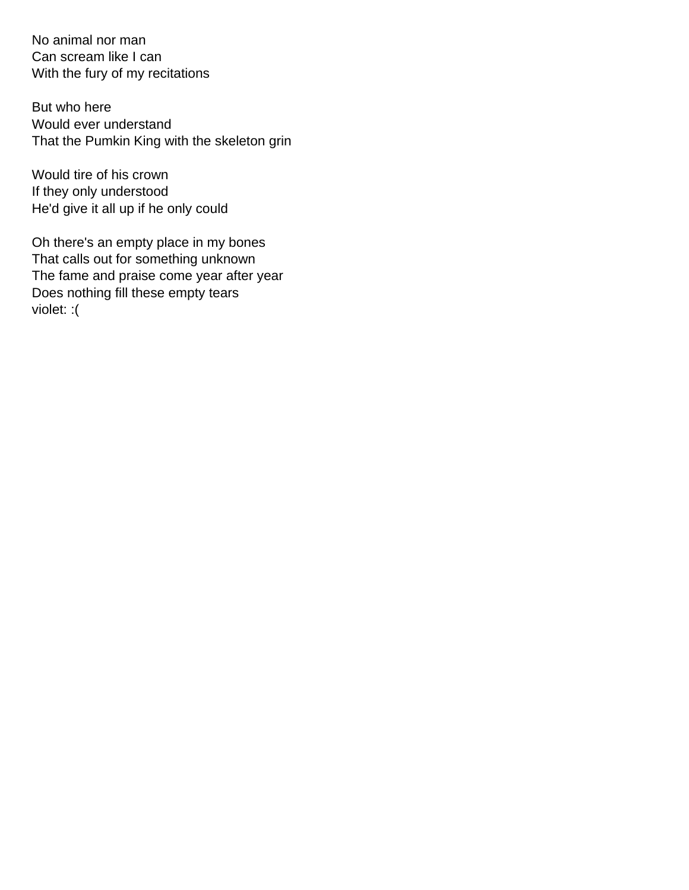No animal nor man
Can scream like I can
With the fury of my recitations

But who here
Would ever understand
That the Pumkin King with the skeleton grin

Would tire of his crown
If they only understood
He'd give it all up if he only could

Oh there's an empty place in my bones
That calls out for something unknown
The fame and praise come year after year
Does nothing fill these empty tears
violet: :(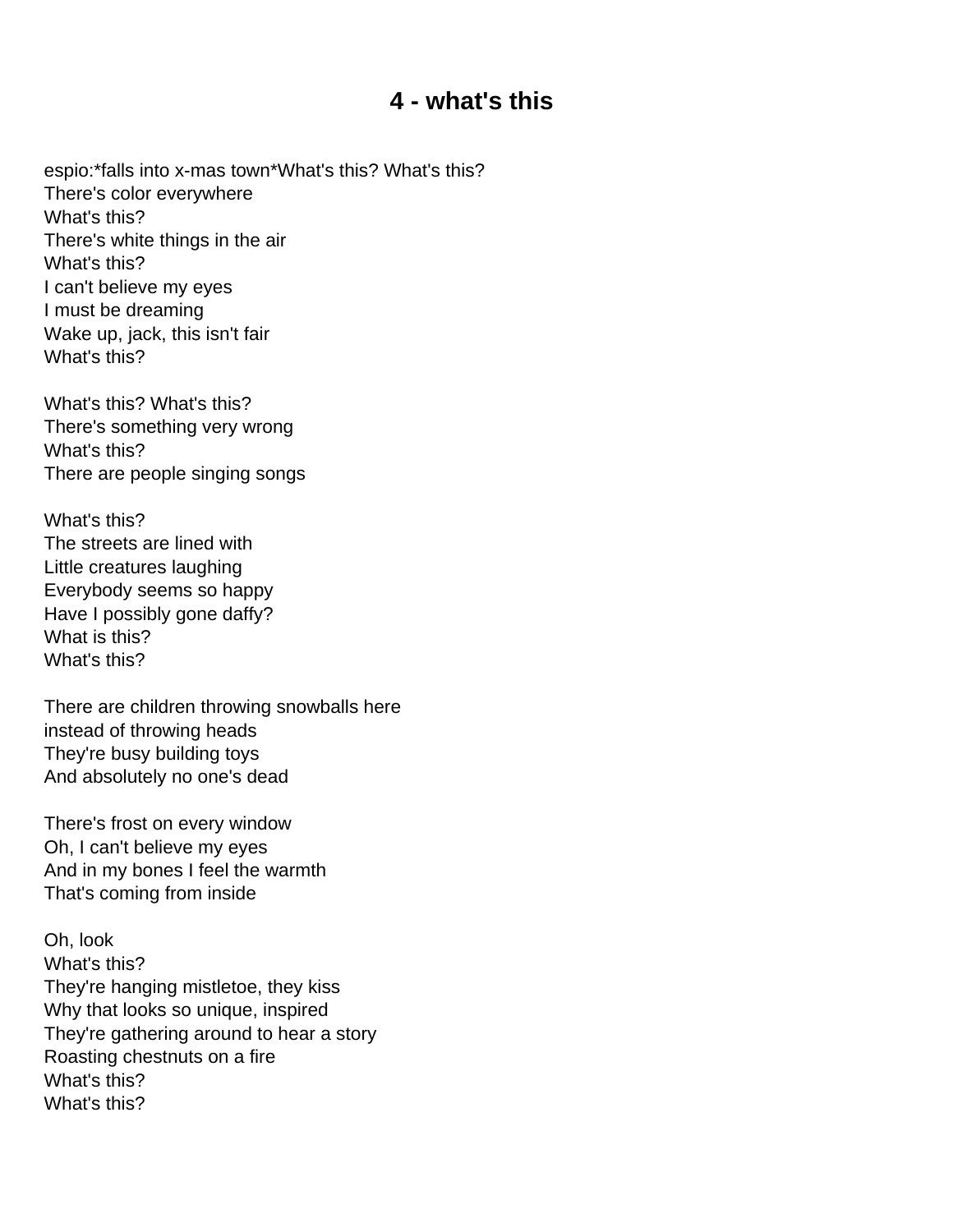# 4 - what's this

espio:*falls into x-mas town*What's this? What's this?
There's color everywhere
What's this?
There's white things in the air
What's this?
I can't believe my eyes
I must be dreaming
Wake up, jack, this isn't fair
What's this?

What's this? What's this?
There's something very wrong
What's this?
There are people singing songs

What's this?
The streets are lined with
Little creatures laughing
Everybody seems so happy
Have I possibly gone daffy?
What is this?
What's this?

There are children throwing snowballs here
instead of throwing heads
They're busy building toys
And absolutely no one's dead

There's frost on every window
Oh, I can't believe my eyes
And in my bones I feel the warmth
That's coming from inside

Oh, look
What's this?
They're hanging mistletoe, they kiss
Why that looks so unique, inspired
They're gathering around to hear a story
Roasting chestnuts on a fire
What's this?
What's this?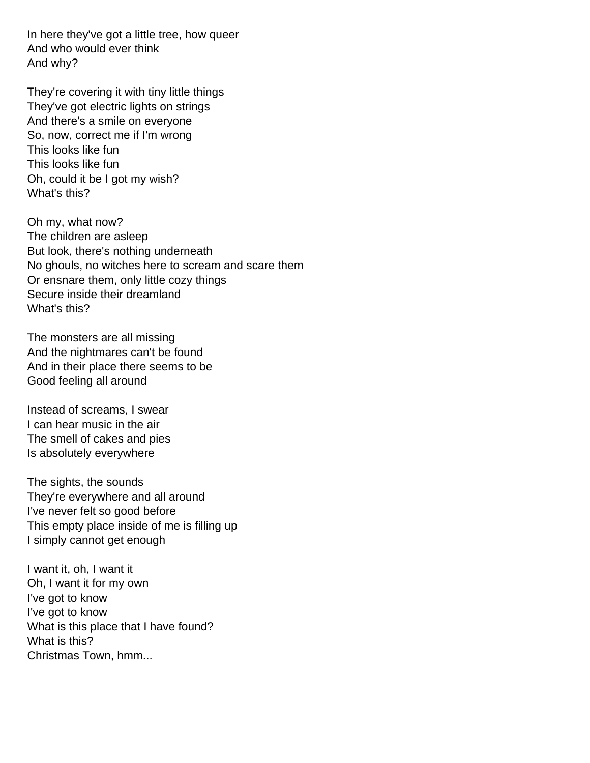In here they've got a little tree, how queer
And who would ever think
And why?

They're covering it with tiny little things
They've got electric lights on strings
And there's a smile on everyone
So, now, correct me if I'm wrong
This looks like fun
This looks like fun
Oh, could it be I got my wish?
What's this?

Oh my, what now?
The children are asleep
But look, there's nothing underneath
No ghouls, no witches here to scream and scare them
Or ensnare them, only little cozy things
Secure inside their dreamland
What's this?

The monsters are all missing
And the nightmares can't be found
And in their place there seems to be
Good feeling all around

Instead of screams, I swear
I can hear music in the air
The smell of cakes and pies
Is absolutely everywhere

The sights, the sounds
They're everywhere and all around
I've never felt so good before
This empty place inside of me is filling up
I simply cannot get enough

I want it, oh, I want it
Oh, I want it for my own
I've got to know
I've got to know
What is this place that I have found?
What is this?
Christmas Town, hmm...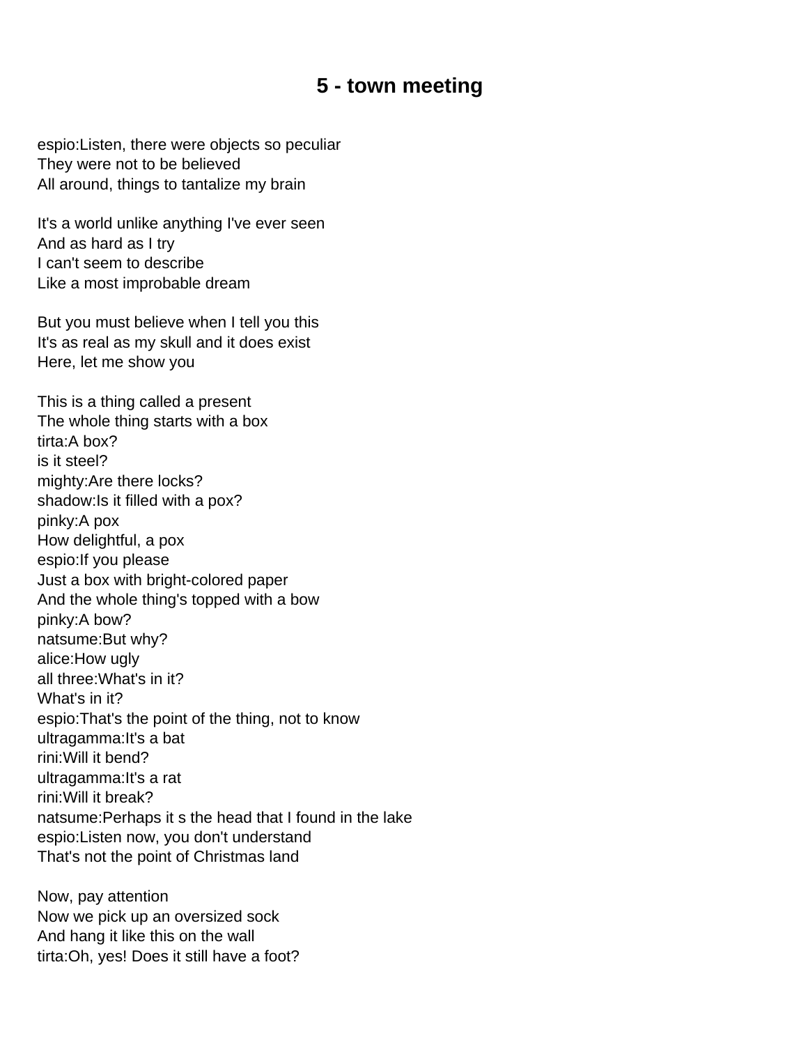# 5 - town meeting

espio:Listen, there were objects so peculiar
They were not to be believed
All around, things to tantalize my brain

It's a world unlike anything I've ever seen
And as hard as I try
I can't seem to describe
Like a most improbable dream

But you must believe when I tell you this
It's as real as my skull and it does exist
Here, let me show you

This is a thing called a present
The whole thing starts with a box
tirta:A box?
is it steel?
mighty:Are there locks?
shadow:Is it filled with a pox?
pinky:A pox
How delightful, a pox
espio:If you please
Just a box with bright-colored paper
And the whole thing's topped with a bow
pinky:A bow?
natsume:But why?
alice:How ugly
all three:What's in it?
What's in it?
espio:That's the point of the thing, not to know
ultragamma:It's a bat
rini:Will it bend?
ultragamma:It's a rat
rini:Will it break?
natsume:Perhaps it s the head that I found in the lake
espio:Listen now, you don't understand
That's not the point of Christmas land

Now, pay attention
Now we pick up an oversized sock
And hang it like this on the wall
tirta:Oh, yes! Does it still have a foot?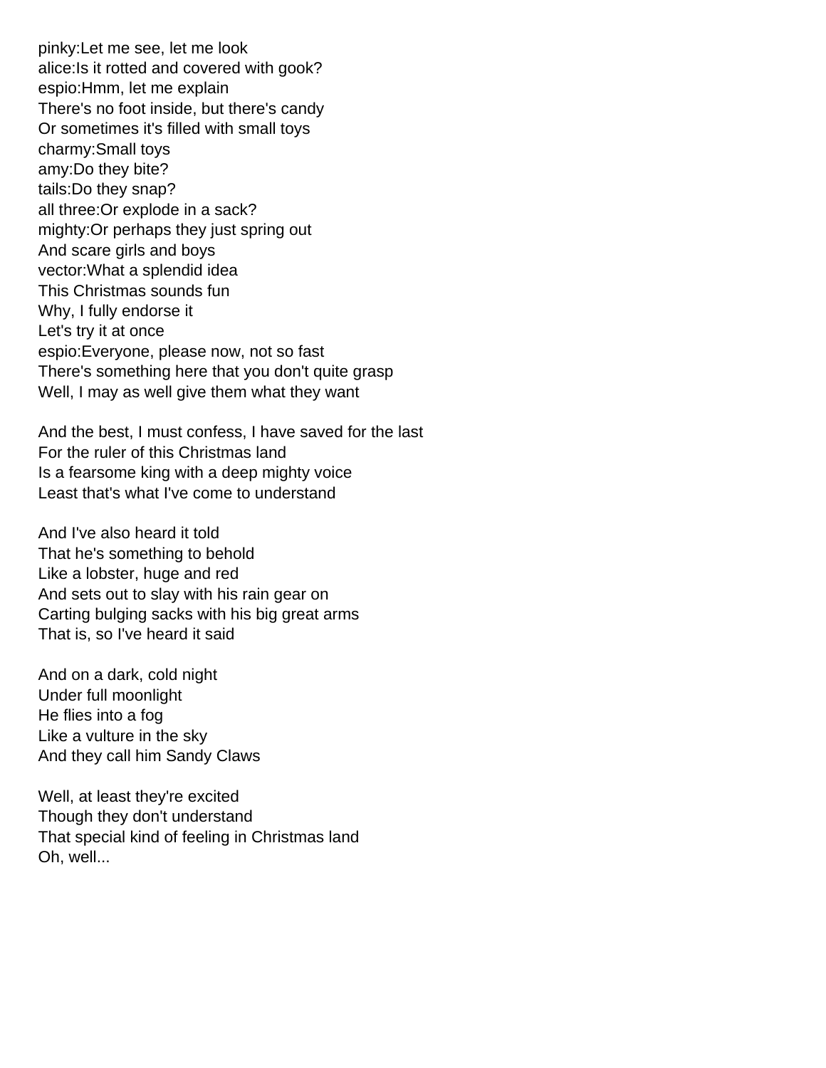pinky:Let me see, let me look
alice:Is it rotted and covered with gook?
espio:Hmm, let me explain
There's no foot inside, but there's candy
Or sometimes it's filled with small toys
charmy:Small toys
amy:Do they bite?
tails:Do they snap?
all three:Or explode in a sack?
mighty:Or perhaps they just spring out
And scare girls and boys
vector:What a splendid idea
This Christmas sounds fun
Why, I fully endorse it
Let's try it at once
espio:Everyone, please now, not so fast
There's something here that you don't quite grasp
Well, I may as well give them what they want

And the best, I must confess, I have saved for the last
For the ruler of this Christmas land
Is a fearsome king with a deep mighty voice
Least that's what I've come to understand

And I've also heard it told
That he's something to behold
Like a lobster, huge and red
And sets out to slay with his rain gear on
Carting bulging sacks with his big great arms
That is, so I've heard it said

And on a dark, cold night
Under full moonlight
He flies into a fog
Like a vulture in the sky
And they call him Sandy Claws

Well, at least they're excited
Though they don't understand
That special kind of feeling in Christmas land
Oh, well...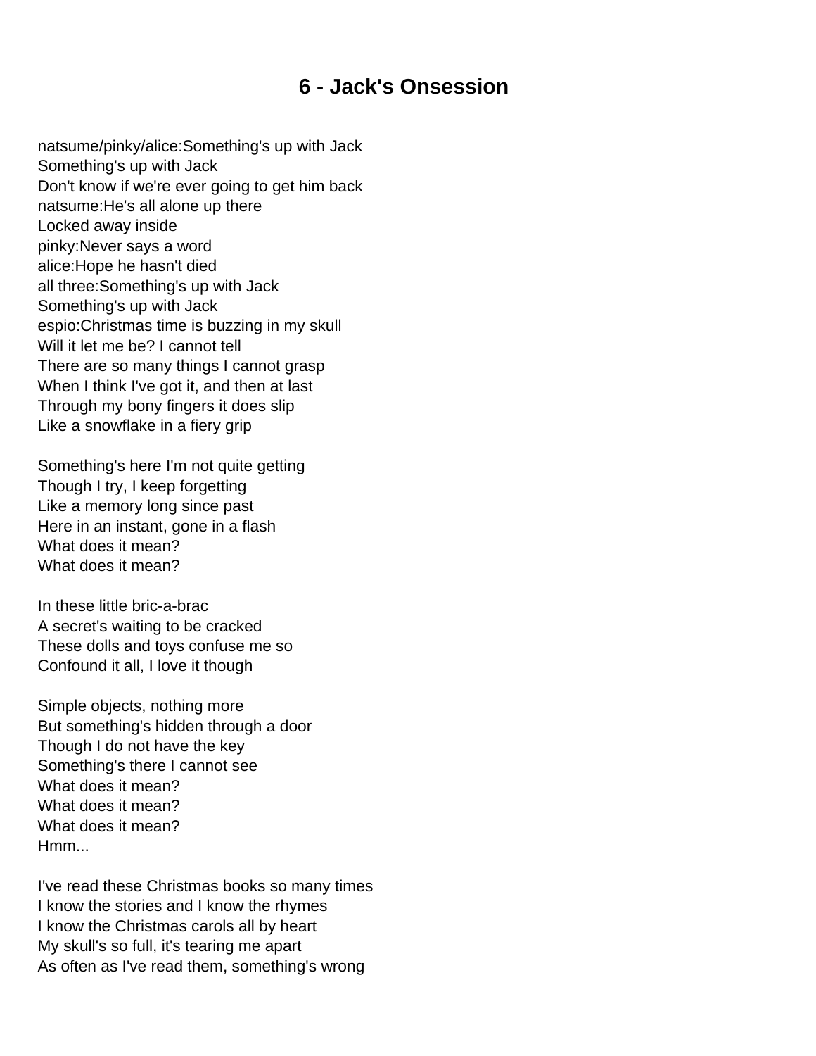# 6 - Jack's Onsession

natsume/pinky/alice:Something's up with Jack
Something's up with Jack
Don't know if we're ever going to get him back
natsume:He's all alone up there
Locked away inside
pinky:Never says a word
alice:Hope he hasn't died
all three:Something's up with Jack
Something's up with Jack
espio:Christmas time is buzzing in my skull
Will it let me be? I cannot tell
There are so many things I cannot grasp
When I think I've got it, and then at last
Through my bony fingers it does slip
Like a snowflake in a fiery grip

Something's here I'm not quite getting
Though I try, I keep forgetting
Like a memory long since past
Here in an instant, gone in a flash
What does it mean?
What does it mean?

In these little bric-a-brac
A secret's waiting to be cracked
These dolls and toys confuse me so
Confound it all, I love it though

Simple objects, nothing more
But something's hidden through a door
Though I do not have the key
Something's there I cannot see
What does it mean?
What does it mean?
What does it mean?
Hmm...

I've read these Christmas books so many times
I know the stories and I know the rhymes
I know the Christmas carols all by heart
My skull's so full, it's tearing me apart
As often as I've read them, something's wrong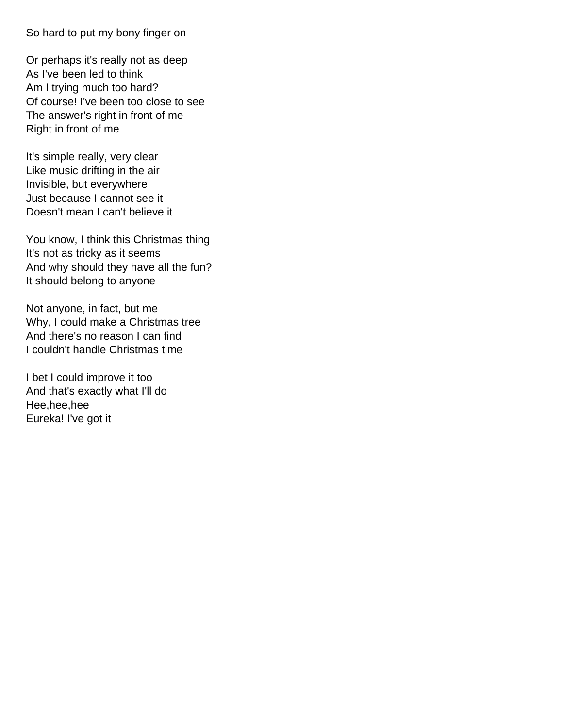So hard to put my bony finger on

Or perhaps it's really not as deep
As I've been led to think
Am I trying much too hard?
Of course! I've been too close to see
The answer's right in front of me
Right in front of me

It's simple really, very clear
Like music drifting in the air
Invisible, but everywhere
Just because I cannot see it
Doesn't mean I can't believe it

You know, I think this Christmas thing
It's not as tricky as it seems
And why should they have all the fun?
It should belong to anyone

Not anyone, in fact, but me
Why, I could make a Christmas tree
And there's no reason I can find
I couldn't handle Christmas time

I bet I could improve it too
And that's exactly what I'll do
Hee,hee,hee
Eureka! I've got it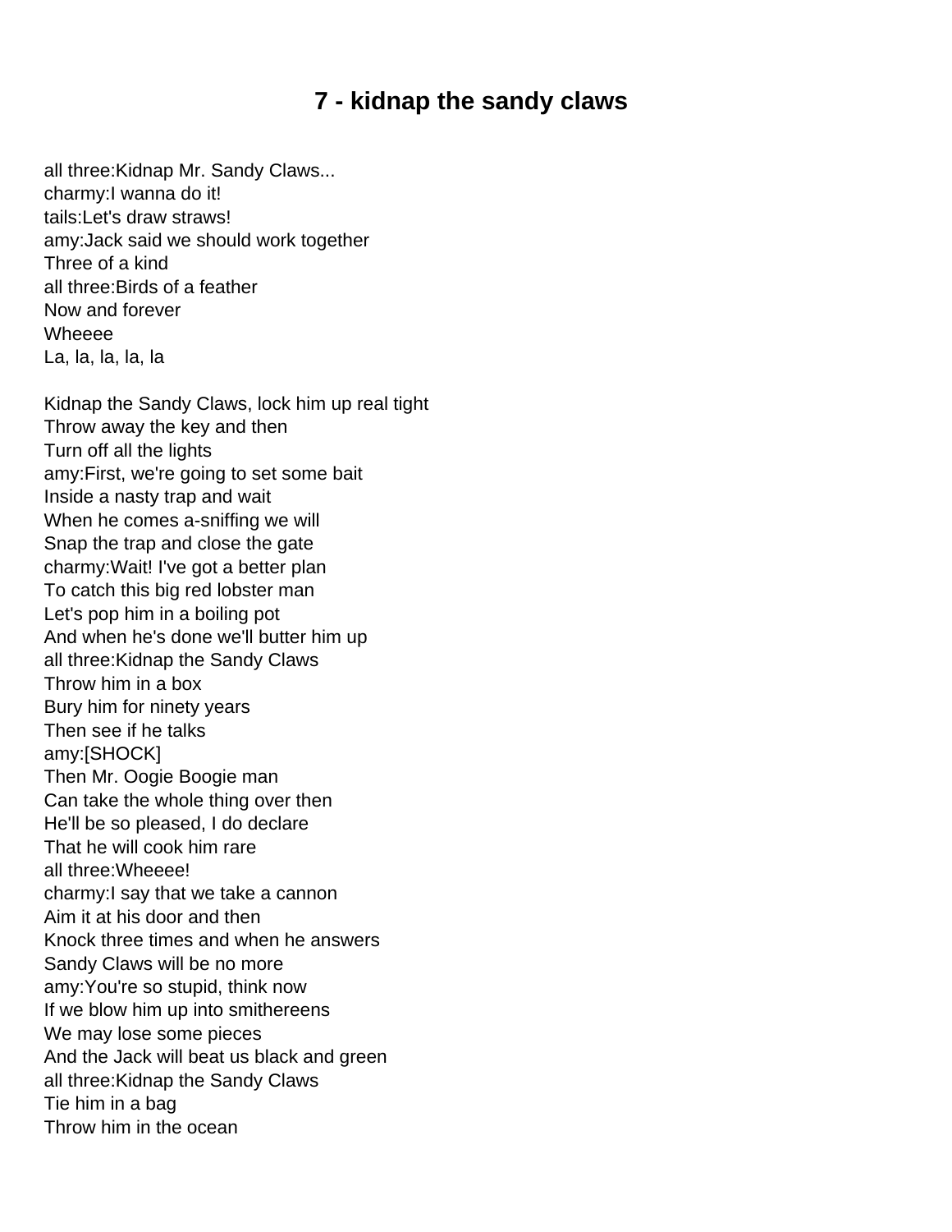# 7 - kidnap the sandy claws

all three:Kidnap Mr. Sandy Claws...
charmy:I wanna do it!
tails:Let's draw straws!
amy:Jack said we should work together
Three of a kind
all three:Birds of a feather
Now and forever
Wheeee
La, la, la, la, la

Kidnap the Sandy Claws, lock him up real tight
Throw away the key and then
Turn off all the lights
amy:First, we're going to set some bait
Inside a nasty trap and wait
When he comes a-sniffing we will
Snap the trap and close the gate
charmy:Wait! I've got a better plan
To catch this big red lobster man
Let's pop him in a boiling pot
And when he's done we'll butter him up
all three:Kidnap the Sandy Claws
Throw him in a box
Bury him for ninety years
Then see if he talks
amy:[SHOCK]
Then Mr. Oogie Boogie man
Can take the whole thing over then
He'll be so pleased, I do declare
That he will cook him rare
all three:Wheeee!
charmy:I say that we take a cannon
Aim it at his door and then
Knock three times and when he answers
Sandy Claws will be no more
amy:You're so stupid, think now
If we blow him up into smithereens
We may lose some pieces
And the Jack will beat us black and green
all three:Kidnap the Sandy Claws
Tie him in a bag
Throw him in the ocean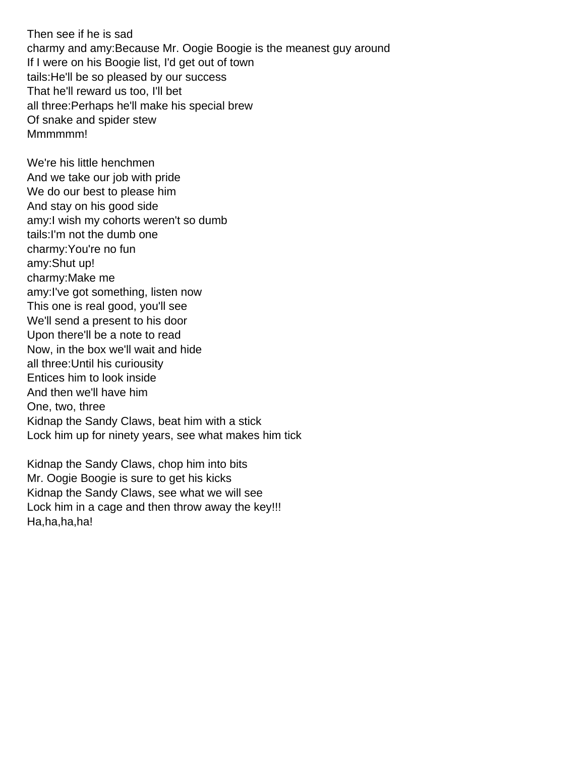Then see if he is sad
charmy and amy:Because Mr. Oogie Boogie is the meanest guy around
If I were on his Boogie list, I'd get out of town
tails:He'll be so pleased by our success
That he'll reward us too, I'll bet
all three:Perhaps he'll make his special brew
Of snake and spider stew
Mmmmmm!

We're his little henchmen
And we take our job with pride
We do our best to please him
And stay on his good side
amy:I wish my cohorts weren't so dumb
tails:I'm not the dumb one
charmy:You're no fun
amy:Shut up!
charmy:Make me
amy:I've got something, listen now
This one is real good, you'll see
We'll send a present to his door
Upon there'll be a note to read
Now, in the box we'll wait and hide
all three:Until his curiousity
Entices him to look inside
And then we'll have him
One, two, three
Kidnap the Sandy Claws, beat him with a stick
Lock him up for ninety years, see what makes him tick

Kidnap the Sandy Claws, chop him into bits
Mr. Oogie Boogie is sure to get his kicks
Kidnap the Sandy Claws, see what we will see
Lock him in a cage and then throw away the key!!!
Ha,ha,ha,ha!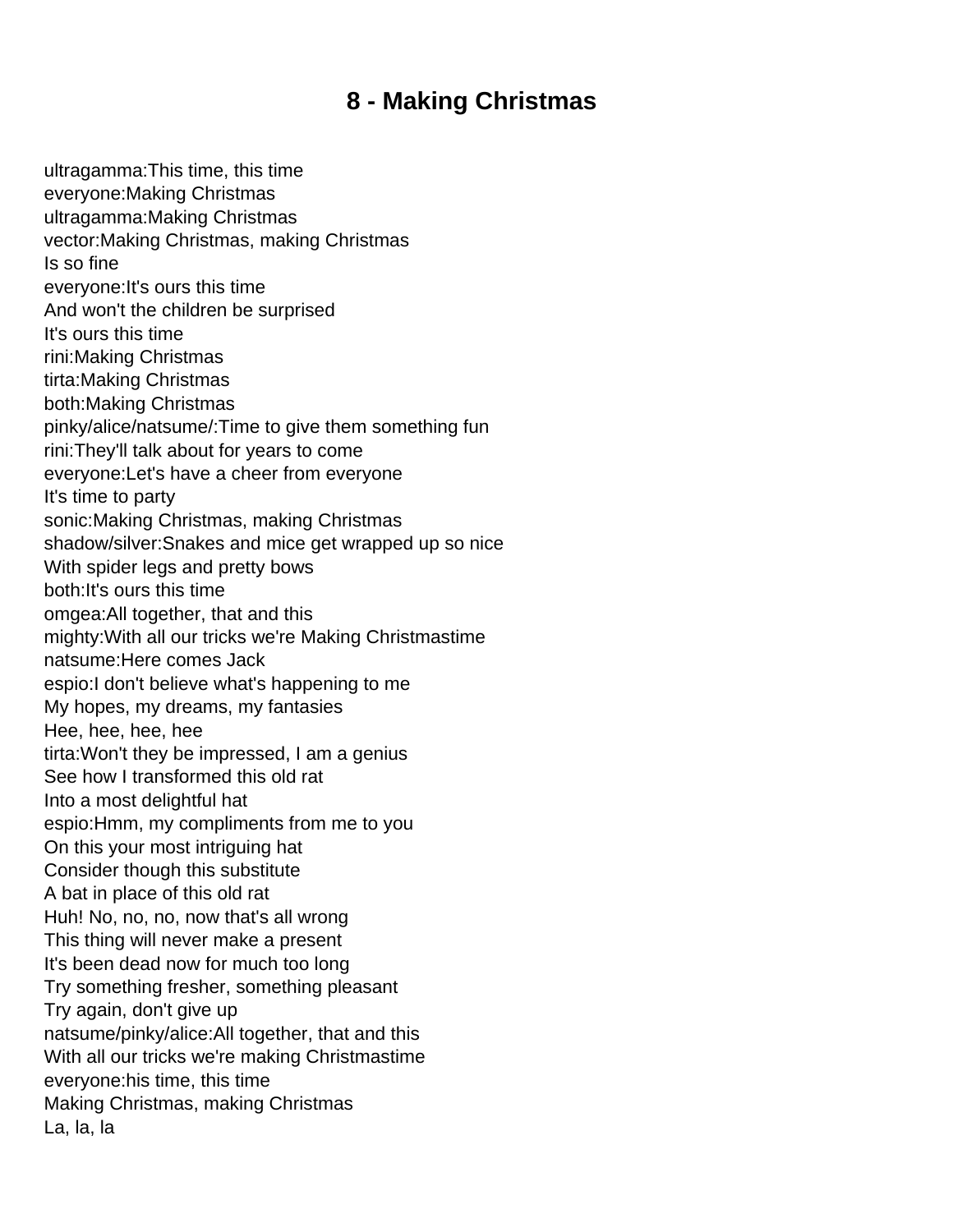# 8 - Making Christmas

ultragamma:This time, this time
everyone:Making Christmas
ultragamma:Making Christmas
vector:Making Christmas, making Christmas
Is so fine
everyone:It's ours this time
And won't the children be surprised
It's ours this time
rini:Making Christmas
tirta:Making Christmas
both:Making Christmas
pinky/alice/natsume/:Time to give them something fun
rini:They'll talk about for years to come
everyone:Let's have a cheer from everyone
It's time to party
sonic:Making Christmas, making Christmas
shadow/silver:Snakes and mice get wrapped up so nice
With spider legs and pretty bows
both:It's ours this time
omgea:All together, that and this
mighty:With all our tricks we're Making Christmastime
natsume:Here comes Jack
espio:I don't believe what's happening to me
My hopes, my dreams, my fantasies
Hee, hee, hee, hee
tirta:Won't they be impressed, I am a genius
See how I transformed this old rat
Into a most delightful hat
espio:Hmm, my compliments from me to you
On this your most intriguing hat
Consider though this substitute
A bat in place of this old rat
Huh! No, no, no, now that's all wrong
This thing will never make a present
It's been dead now for much too long
Try something fresher, something pleasant
Try again, don't give up
natsume/pinky/alice:All together, that and this
With all our tricks we're making Christmastime
everyone:his time, this time
Making Christmas, making Christmas
La, la, la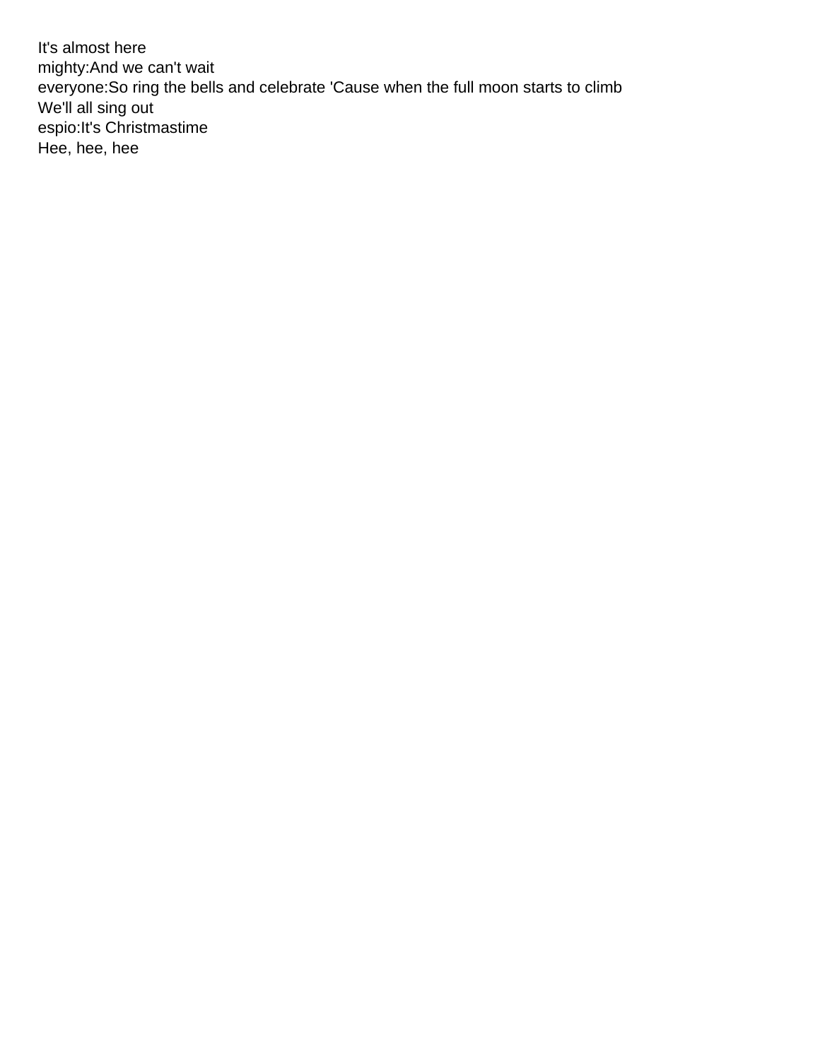It's almost here
mighty:And we can't wait
everyone:So ring the bells and celebrate 'Cause when the full moon starts to climb
We'll all sing out
espio:It's Christmastime
Hee, hee, hee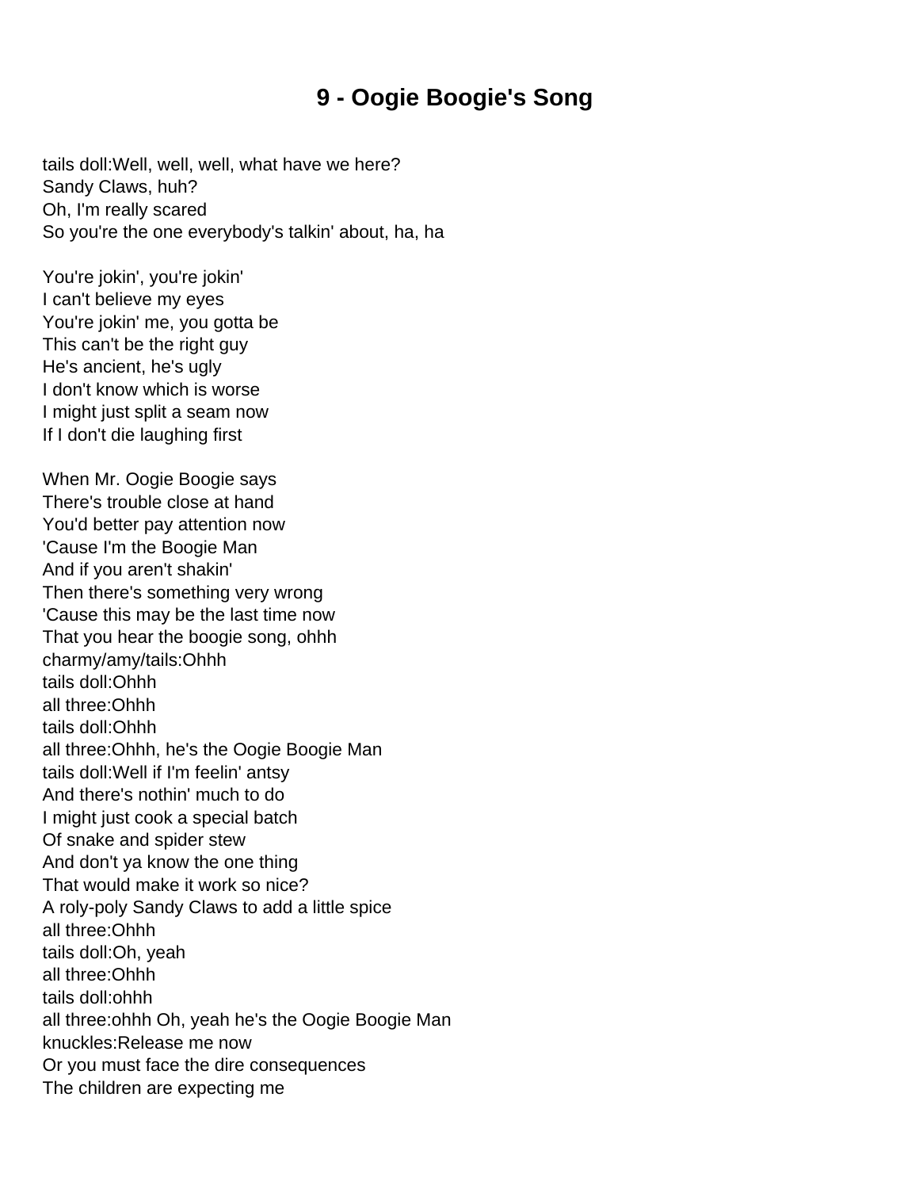# 9 - Oogie Boogie's Song

tails doll:Well, well, well, what have we here?
Sandy Claws, huh?
Oh, I'm really scared
So you're the one everybody's talkin' about, ha, ha

You're jokin', you're jokin'
I can't believe my eyes
You're jokin' me, you gotta be
This can't be the right guy
He's ancient, he's ugly
I don't know which is worse
I might just split a seam now
If I don't die laughing first

When Mr. Oogie Boogie says
There's trouble close at hand
You'd better pay attention now
'Cause I'm the Boogie Man
And if you aren't shakin'
Then there's something very wrong
'Cause this may be the last time now
That you hear the boogie song, ohhh
charmy/amy/tails:Ohhh
tails doll:Ohhh
all three:Ohhh
tails doll:Ohhh
all three:Ohhh, he's the Oogie Boogie Man
tails doll:Well if I'm feelin' antsy
And there's nothin' much to do
I might just cook a special batch
Of snake and spider stew
And don't ya know the one thing
That would make it work so nice?
A roly-poly Sandy Claws to add a little spice
all three:Ohhh
tails doll:Oh, yeah
all three:Ohhh
tails doll:ohhh
all three:ohhh Oh, yeah he's the Oogie Boogie Man
knuckles:Release me now
Or you must face the dire consequences
The children are expecting me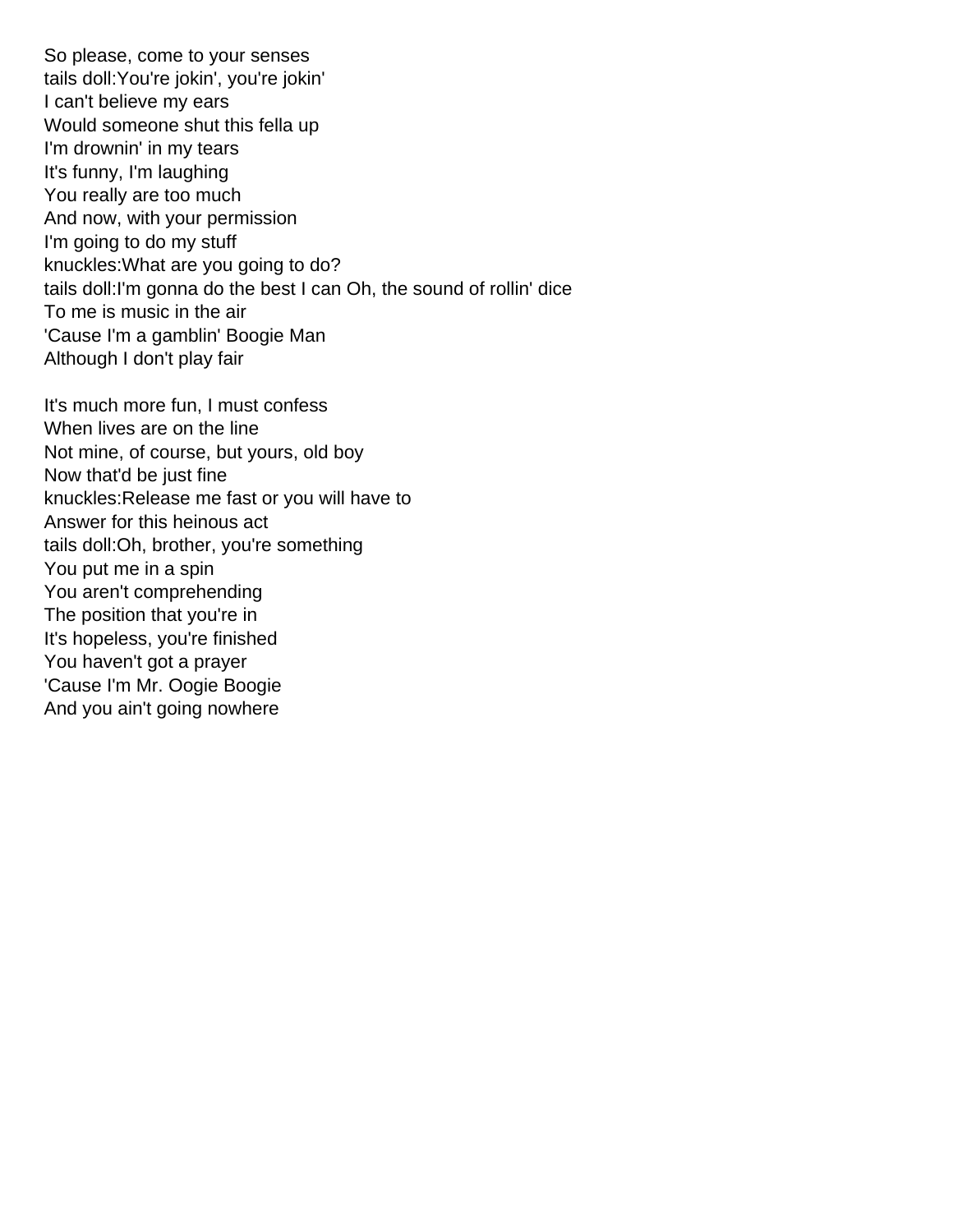So please, come to your senses
tails doll:You're jokin', you're jokin'
I can't believe my ears
Would someone shut this fella up
I'm drownin' in my tears
It's funny, I'm laughing
You really are too much
And now, with your permission
I'm going to do my stuff
knuckles:What are you going to do?
tails doll:I'm gonna do the best I can Oh, the sound of rollin' dice
To me is music in the air
'Cause I'm a gamblin' Boogie Man
Although I don't play fair

It's much more fun, I must confess
When lives are on the line
Not mine, of course, but yours, old boy
Now that'd be just fine
knuckles:Release me fast or you will have to
Answer for this heinous act
tails doll:Oh, brother, you're something
You put me in a spin
You aren't comprehending
The position that you're in
It's hopeless, you're finished
You haven't got a prayer
'Cause I'm Mr. Oogie Boogie
And you ain't going nowhere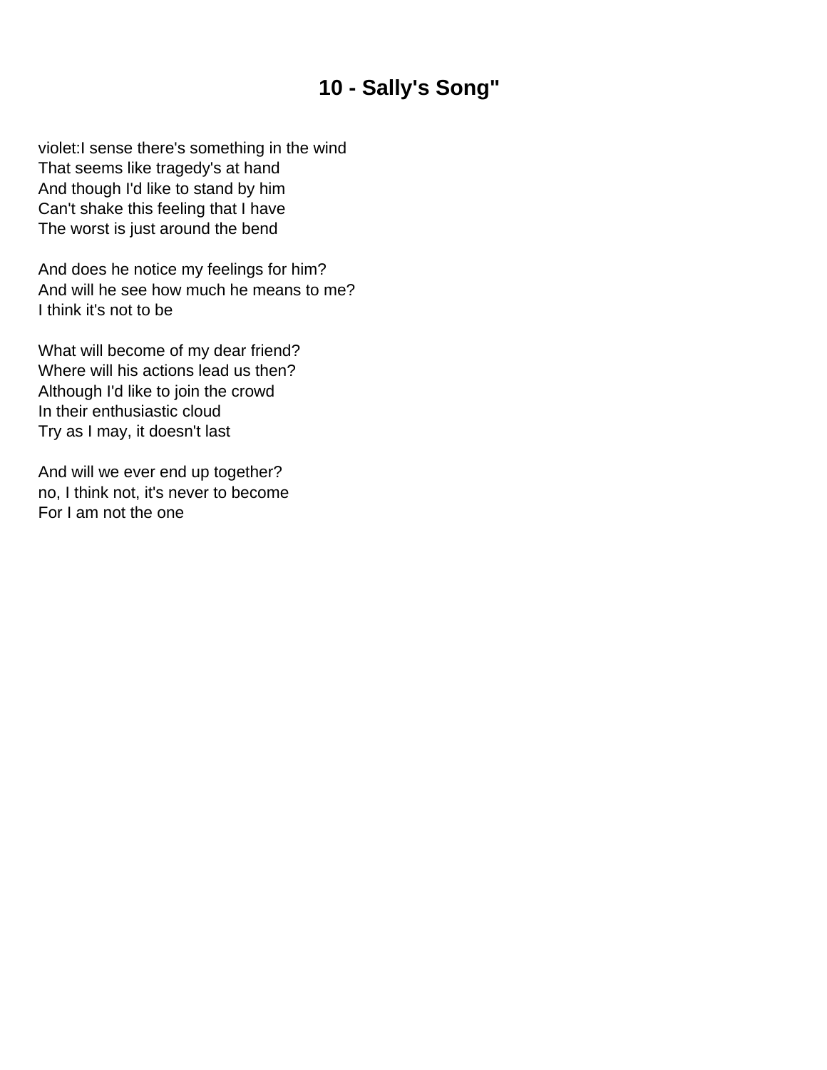# 10 - Sally's Song"

violet:I sense there's something in the wind
That seems like tragedy's at hand
And though I'd like to stand by him
Can't shake this feeling that I have
The worst is just around the bend

And does he notice my feelings for him?
And will he see how much he means to me?
I think it's not to be

What will become of my dear friend?
Where will his actions lead us then?
Although I'd like to join the crowd
In their enthusiastic cloud
Try as I may, it doesn't last

And will we ever end up together?
no, I think not, it's never to become
For I am not the one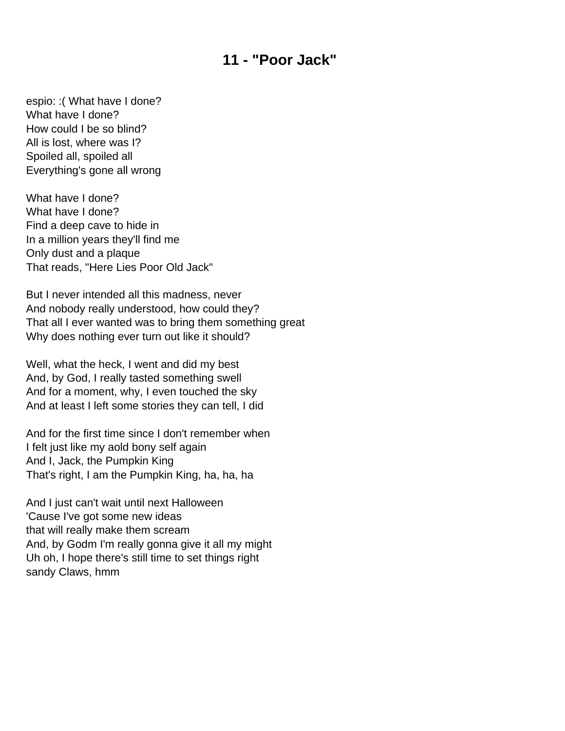# 11 - "Poor Jack"

espio: :( What have I done?
What have I done?
How could I be so blind?
All is lost, where was I?
Spoiled all, spoiled all
Everything's gone all wrong

What have I done?
What have I done?
Find a deep cave to hide in
In a million years they'll find me
Only dust and a plaque
That reads, "Here Lies Poor Old Jack"

But I never intended all this madness, never
And nobody really understood, how could they?
That all I ever wanted was to bring them something great
Why does nothing ever turn out like it should?

Well, what the heck, I went and did my best
And, by God, I really tasted something swell
And for a moment, why, I even touched the sky
And at least I left some stories they can tell, I did

And for the first time since I don't remember when
I felt just like my aold bony self again
And I, Jack, the Pumpkin King
That's right, I am the Pumpkin King, ha, ha, ha

And I just can't wait until next Halloween
'Cause I've got some new ideas
that will really make them scream
And, by Godm I'm really gonna give it all my might
Uh oh, I hope there's still time to set things right
sandy Claws, hmm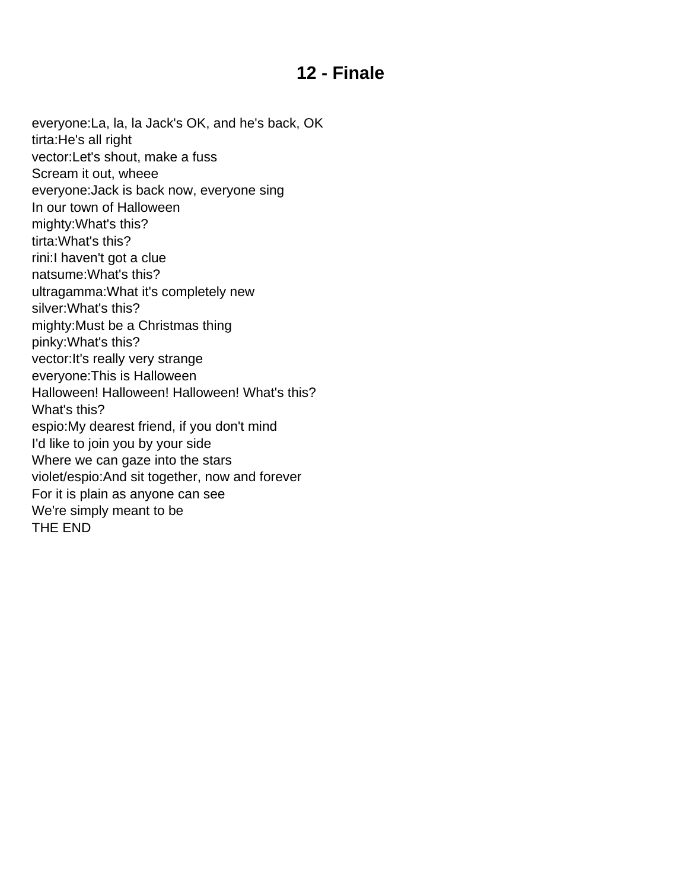# 12 - Finale

everyone:La, la, la Jack's OK, and he's back, OK
tirta:He's all right
vector:Let's shout, make a fuss
Scream it out, wheee
everyone:Jack is back now, everyone sing
In our town of Halloween
mighty:What's this?
tirta:What's this?
rini:I haven't got a clue
natsume:What's this?
ultragamma:What it's completely new
silver:What's this?
mighty:Must be a Christmas thing
pinky:What's this?
vector:It's really very strange
everyone:This is Halloween
Halloween! Halloween! Halloween! What's this?
What's this?
espio:My dearest friend, if you don't mind
I'd like to join you by your side
Where we can gaze into the stars
violet/espio:And sit together, now and forever
For it is plain as anyone can see
We're simply meant to be
THE END